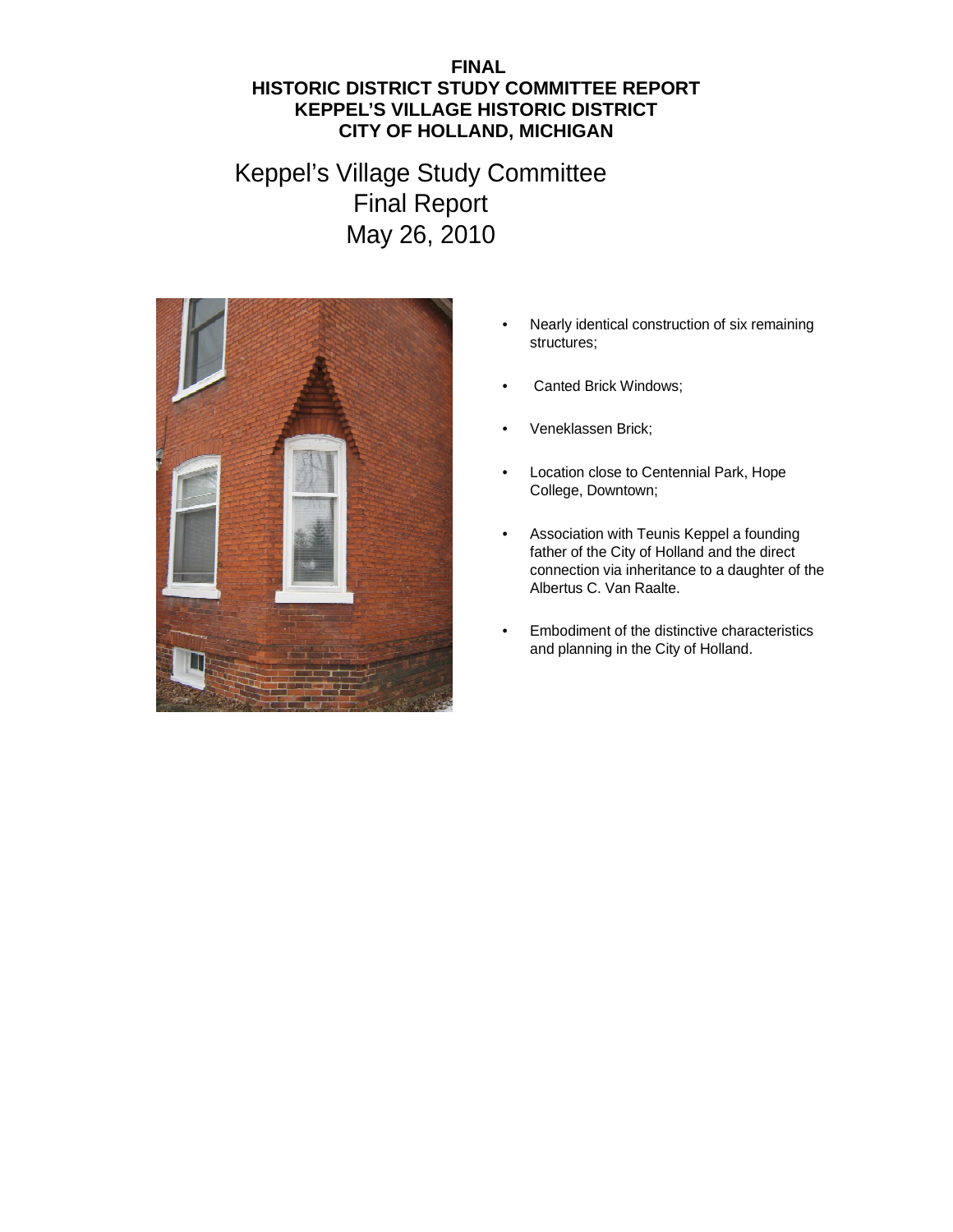**FINAL**
**HISTORIC DISTRICT STUDY COMMITTEE REPORT**
**KEPPEL'S VILLAGE HISTORIC DISTRICT**
**CITY OF HOLLAND, MICHIGAN**

# Keppel's Village Study Committee
# Final Report
# May 26, 2010

- Nearly identical construction of six remaining structures;
- Canted Brick Windows;
- Veneklassen Brick;
- Location close to Centennial Park, Hope College, Downtown;
- Association with Teunis Keppel a founding father of the City of Holland and the direct connection via inheritance to a daughter of the Albertus C. Van Raalte.
- Embodiment of the distinctive characteristics and planning in the City of Holland.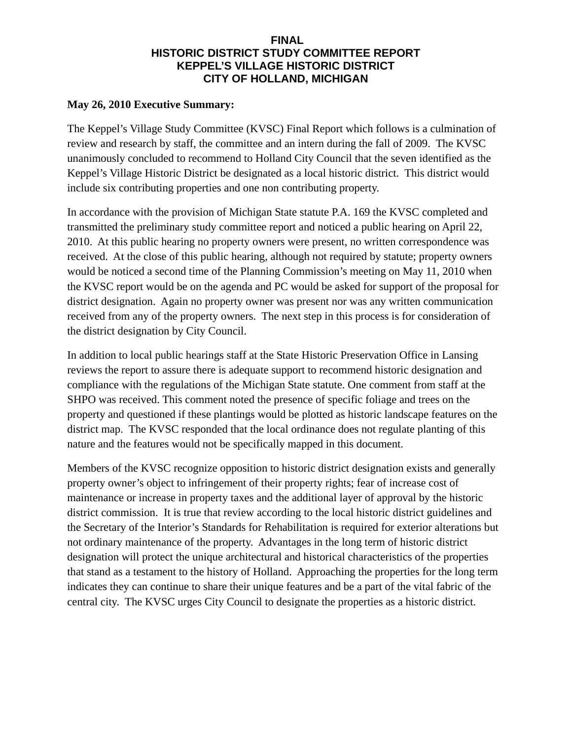# FINAL
# HISTORIC DISTRICT STUDY COMMITTEE REPORT
# KEPPEL'S VILLAGE HISTORIC DISTRICT
# CITY OF HOLLAND, MICHIGAN

**May 26, 2010 Executive Summary:**

The Keppel's Village Study Committee (KVSC) Final Report which follows is a culmination of review and research by staff, the committee and an intern during the fall of 2009. The KVSC unanimously concluded to recommend to Holland City Council that the seven identified as the Keppel's Village Historic District be designated as a local historic district. This district would include six contributing properties and one non contributing property.

In accordance with the provision of Michigan State statute P.A. 169 the KVSC completed and transmitted the preliminary study committee report and noticed a public hearing on April 22, 2010. At this public hearing no property owners were present, no written correspondence was received. At the close of this public hearing, although not required by statute; property owners would be noticed a second time of the Planning Commission's meeting on May 11, 2010 when the KVSC report would be on the agenda and PC would be asked for support of the proposal for district designation. Again no property owner was present nor was any written communication received from any of the property owners. The next step in this process is for consideration of the district designation by City Council.

In addition to local public hearings staff at the State Historic Preservation Office in Lansing reviews the report to assure there is adequate support to recommend historic designation and compliance with the regulations of the Michigan State statute. One comment from staff at the SHPO was received. This comment noted the presence of specific foliage and trees on the property and questioned if these plantings would be plotted as historic landscape features on the district map. The KVSC responded that the local ordinance does not regulate planting of this nature and the features would not be specifically mapped in this document.

Members of the KVSC recognize opposition to historic district designation exists and generally property owner's object to infringement of their property rights; fear of increase cost of maintenance or increase in property taxes and the additional layer of approval by the historic district commission. It is true that review according to the local historic district guidelines and the Secretary of the Interior's Standards for Rehabilitation is required for exterior alterations but not ordinary maintenance of the property. Advantages in the long term of historic district designation will protect the unique architectural and historical characteristics of the properties that stand as a testament to the history of Holland. Approaching the properties for the long term indicates they can continue to share their unique features and be a part of the vital fabric of the central city. The KVSC urges City Council to designate the properties as a historic district.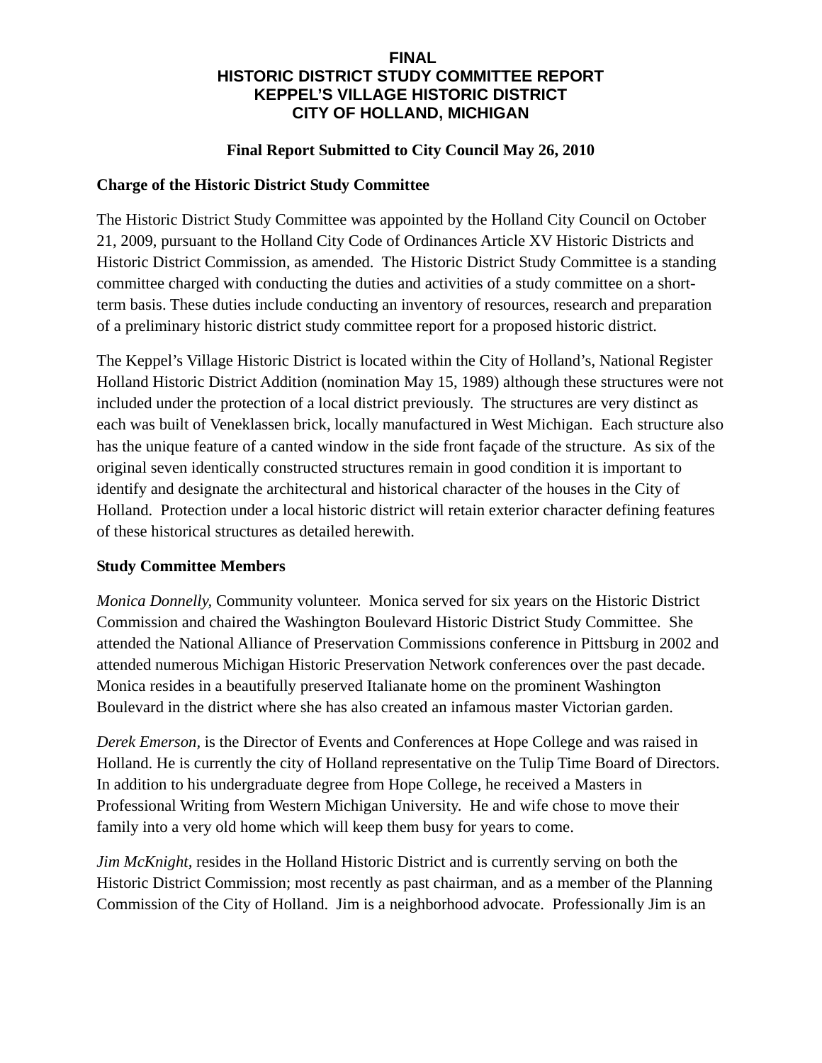**FINAL**
**HISTORIC DISTRICT STUDY COMMITTEE REPORT**
**KEPPEL'S VILLAGE HISTORIC DISTRICT**
**CITY OF HOLLAND, MICHIGAN**

**Final Report Submitted to City Council May 26, 2010**

**Charge of the Historic District Study Committee**

The Historic District Study Committee was appointed by the Holland City Council on October 21, 2009, pursuant to the Holland City Code of Ordinances Article XV Historic Districts and Historic District Commission, as amended. The Historic District Study Committee is a standing committee charged with conducting the duties and activities of a study committee on a short-term basis. These duties include conducting an inventory of resources, research and preparation of a preliminary historic district study committee report for a proposed historic district.

The Keppel's Village Historic District is located within the City of Holland's, National Register Holland Historic District Addition (nomination May 15, 1989) although these structures were not included under the protection of a local district previously. The structures are very distinct as each was built of Veneklassen brick, locally manufactured in West Michigan. Each structure also has the unique feature of a canted window in the side front façade of the structure. As six of the original seven identically constructed structures remain in good condition it is important to identify and designate the architectural and historical character of the houses in the City of Holland. Protection under a local historic district will retain exterior character defining features of these historical structures as detailed herewith.

**Study Committee Members**

*Monica Donnelly,* Community volunteer. Monica served for six years on the Historic District Commission and chaired the Washington Boulevard Historic District Study Committee. She attended the National Alliance of Preservation Commissions conference in Pittsburg in 2002 and attended numerous Michigan Historic Preservation Network conferences over the past decade. Monica resides in a beautifully preserved Italianate home on the prominent Washington Boulevard in the district where she has also created an infamous master Victorian garden.

*Derek Emerson,* is the Director of Events and Conferences at Hope College and was raised in Holland. He is currently the city of Holland representative on the Tulip Time Board of Directors. In addition to his undergraduate degree from Hope College, he received a Masters in Professional Writing from Western Michigan University. He and wife chose to move their family into a very old home which will keep them busy for years to come.

*Jim McKnight,* resides in the Holland Historic District and is currently serving on both the Historic District Commission; most recently as past chairman, and as a member of the Planning Commission of the City of Holland. Jim is a neighborhood advocate. Professionally Jim is an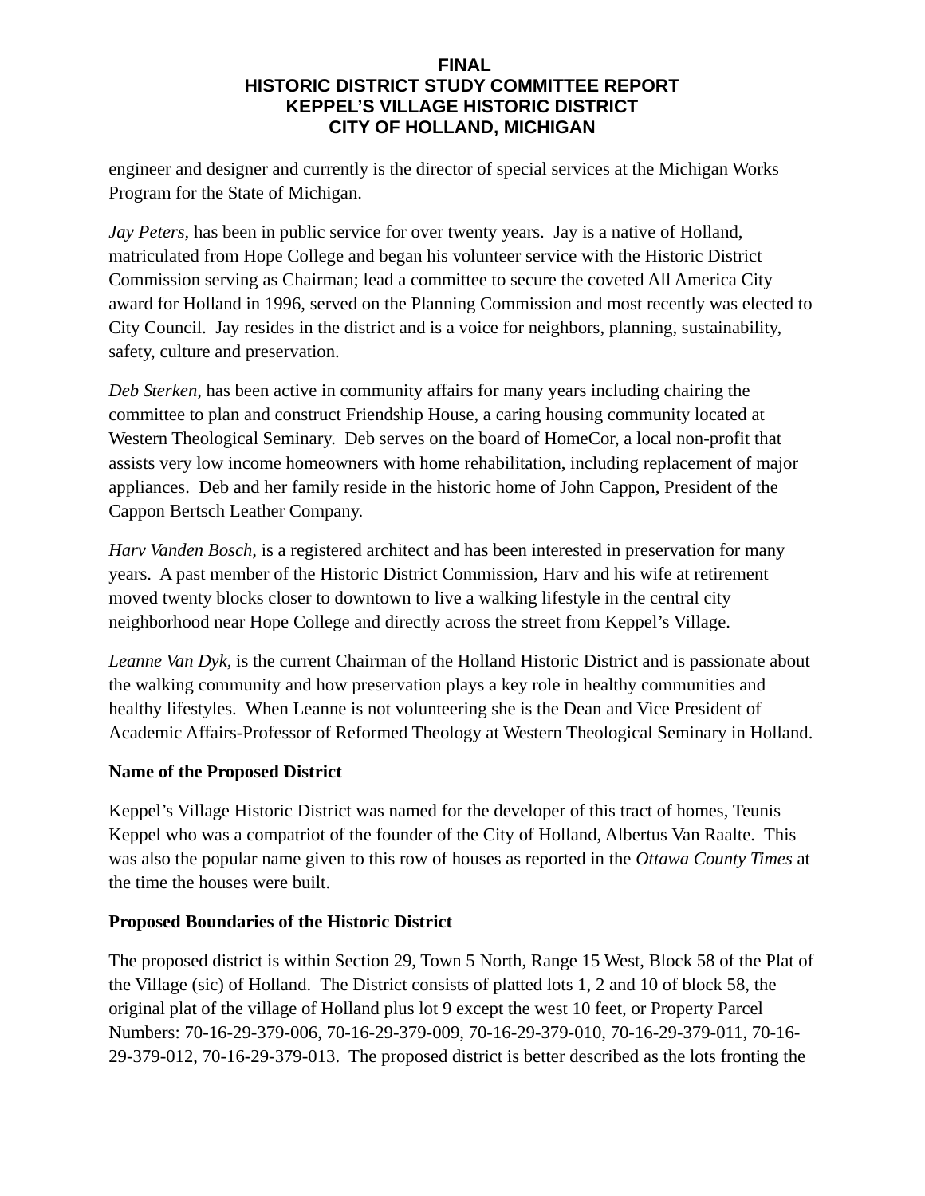engineer and designer and currently is the director of special services at the Michigan Works Program for the State of Michigan.

*Jay Peters,* has been in public service for over twenty years. Jay is a native of Holland, matriculated from Hope College and began his volunteer service with the Historic District Commission serving as Chairman; lead a committee to secure the coveted All America City award for Holland in 1996, served on the Planning Commission and most recently was elected to City Council. Jay resides in the district and is a voice for neighbors, planning, sustainability, safety, culture and preservation.

*Deb Sterken,* has been active in community affairs for many years including chairing the committee to plan and construct Friendship House, a caring housing community located at Western Theological Seminary. Deb serves on the board of HomeCor, a local non-profit that assists very low income homeowners with home rehabilitation, including replacement of major appliances. Deb and her family reside in the historic home of John Cappon, President of the Cappon Bertsch Leather Company.

*Harv Vanden Bosch,* is a registered architect and has been interested in preservation for many years. A past member of the Historic District Commission, Harv and his wife at retirement moved twenty blocks closer to downtown to live a walking lifestyle in the central city neighborhood near Hope College and directly across the street from Keppel's Village.

*Leanne Van Dyk,* is the current Chairman of the Holland Historic District and is passionate about the walking community and how preservation plays a key role in healthy communities and healthy lifestyles. When Leanne is not volunteering she is the Dean and Vice President of Academic Affairs-Professor of Reformed Theology at Western Theological Seminary in Holland.

**Name of the Proposed District**

Keppel's Village Historic District was named for the developer of this tract of homes, Teunis Keppel who was a compatriot of the founder of the City of Holland, Albertus Van Raalte. This was also the popular name given to this row of houses as reported in the *Ottawa County Times* at the time the houses were built.

**Proposed Boundaries of the Historic District**

The proposed district is within Section 29, Town 5 North, Range 15 West, Block 58 of the Plat of the Village (sic) of Holland. The District consists of platted lots 1, 2 and 10 of block 58, the original plat of the village of Holland plus lot 9 except the west 10 feet, or Property Parcel Numbers: 70-16-29-379-006, 70-16-29-379-009, 70-16-29-379-010, 70-16-29-379-011, 70-16-29-379-012, 70-16-29-379-013. The proposed district is better described as the lots fronting the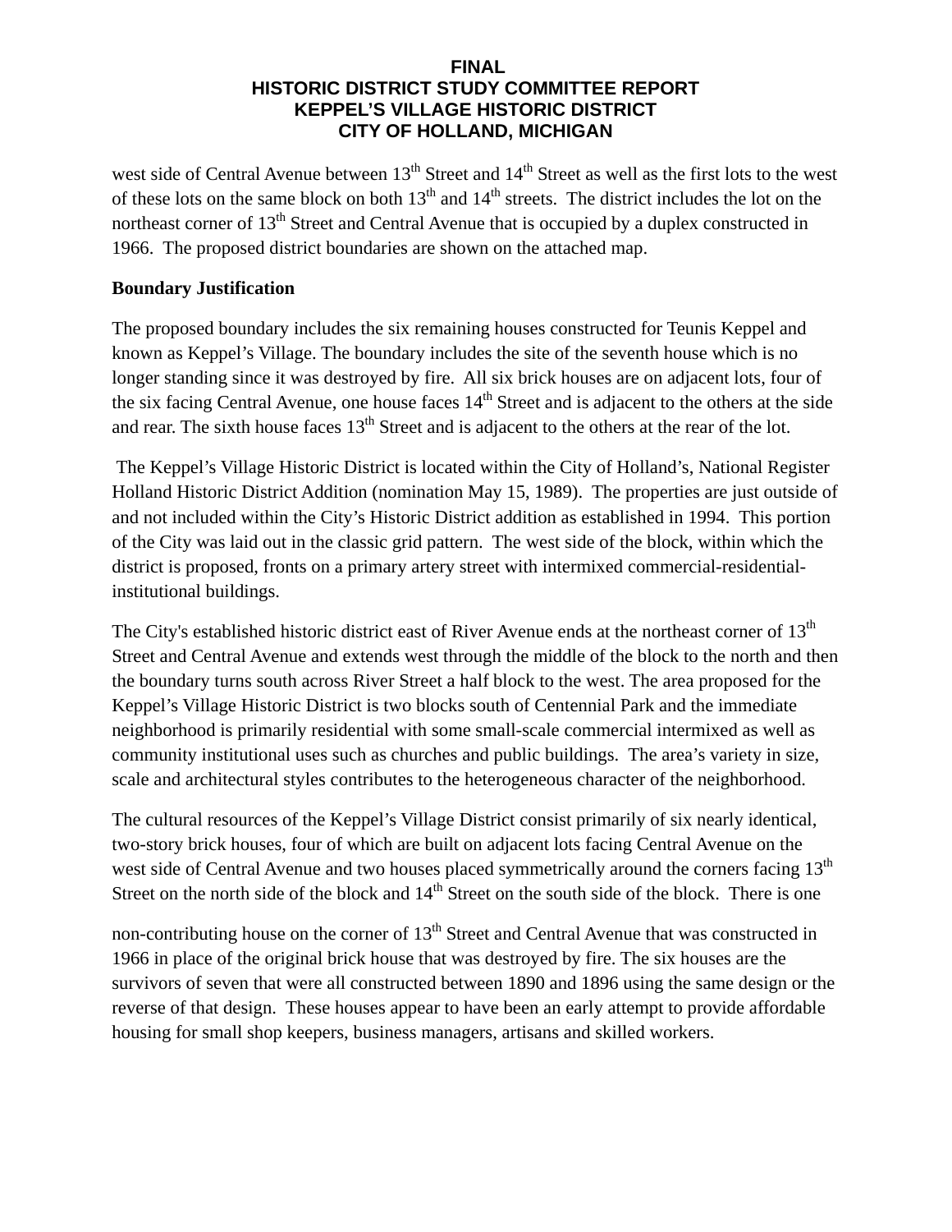west side of Central Avenue between 13th Street and 14th Street as well as the first lots to the west of these lots on the same block on both 13th and 14th streets. The district includes the lot on the northeast corner of 13th Street and Central Avenue that is occupied by a duplex constructed in 1966. The proposed district boundaries are shown on the attached map.

**Boundary Justification**

The proposed boundary includes the six remaining houses constructed for Teunis Keppel and known as Keppel's Village. The boundary includes the site of the seventh house which is no longer standing since it was destroyed by fire. All six brick houses are on adjacent lots, four of the six facing Central Avenue, one house faces 14th Street and is adjacent to the others at the side and rear. The sixth house faces 13th Street and is adjacent to the others at the rear of the lot.

The Keppel's Village Historic District is located within the City of Holland's, National Register Holland Historic District Addition (nomination May 15, 1989). The properties are just outside of and not included within the City's Historic District addition as established in 1994. This portion of the City was laid out in the classic grid pattern. The west side of the block, within which the district is proposed, fronts on a primary artery street with intermixed commercial-residential-institutional buildings.

The City's established historic district east of River Avenue ends at the northeast corner of 13th Street and Central Avenue and extends west through the middle of the block to the north and then the boundary turns south across River Street a half block to the west. The area proposed for the Keppel's Village Historic District is two blocks south of Centennial Park and the immediate neighborhood is primarily residential with some small-scale commercial intermixed as well as community institutional uses such as churches and public buildings. The area's variety in size, scale and architectural styles contributes to the heterogeneous character of the neighborhood.

The cultural resources of the Keppel's Village District consist primarily of six nearly identical, two-story brick houses, four of which are built on adjacent lots facing Central Avenue on the west side of Central Avenue and two houses placed symmetrically around the corners facing 13th Street on the north side of the block and 14th Street on the south side of the block. There is one non-contributing house on the corner of 13th Street and Central Avenue that was constructed in 1966 in place of the original brick house that was destroyed by fire. The six houses are the survivors of seven that were all constructed between 1890 and 1896 using the same design or the reverse of that design. These houses appear to have been an early attempt to provide affordable housing for small shop keepers, business managers, artisans and skilled workers.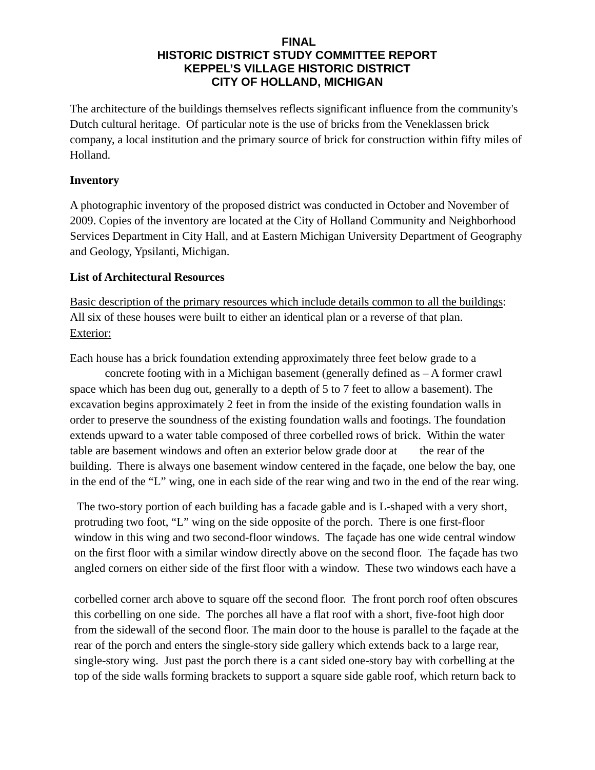**FINAL**
**HISTORIC DISTRICT STUDY COMMITTEE REPORT**
**KEPPEL'S VILLAGE HISTORIC DISTRICT**
**CITY OF HOLLAND, MICHIGAN**

The architecture of the buildings themselves reflects significant influence from the community's Dutch cultural heritage. Of particular note is the use of bricks from the Veneklassen brick company, a local institution and the primary source of brick for construction within fifty miles of Holland.

**Inventory**

A photographic inventory of the proposed district was conducted in October and November of 2009. Copies of the inventory are located at the City of Holland Community and Neighborhood Services Department in City Hall, and at Eastern Michigan University Department of Geography and Geology, Ypsilanti, Michigan.

**List of Architectural Resources**

<u>Basic description of the primary resources which include details common to all the buildings</u>: All six of these houses were built to either an identical plan or a reverse of that plan.
<u>Exterior:</u>

Each house has a brick foundation extending approximately three feet below grade to a concrete footing with in a Michigan basement (generally defined as – A former crawl space which has been dug out, generally to a depth of 5 to 7 feet to allow a basement). The excavation begins approximately 2 feet in from the inside of the existing foundation walls in order to preserve the soundness of the existing foundation walls and footings. The foundation extends upward to a water table composed of three corbelled rows of brick. Within the water table are basement windows and often an exterior below grade door at the rear of the building. There is always one basement window centered in the façade, one below the bay, one in the end of the "L" wing, one in each side of the rear wing and two in the end of the rear wing.

The two-story portion of each building has a facade gable and is L-shaped with a very short, protruding two foot, "L" wing on the side opposite of the porch. There is one first-floor window in this wing and two second-floor windows. The façade has one wide central window on the first floor with a similar window directly above on the second floor. The façade has two angled corners on either side of the first floor with a window. These two windows each have a corbelled corner arch above to square off the second floor. The front porch roof often obscures this corbelling on one side. The porches all have a flat roof with a short, five-foot high door from the sidewall of the second floor. The main door to the house is parallel to the façade at the rear of the porch and enters the single-story side gallery which extends back to a large rear, single-story wing. Just past the porch there is a cant sided one-story bay with corbelling at the top of the side walls forming brackets to support a square side gable roof, which return back to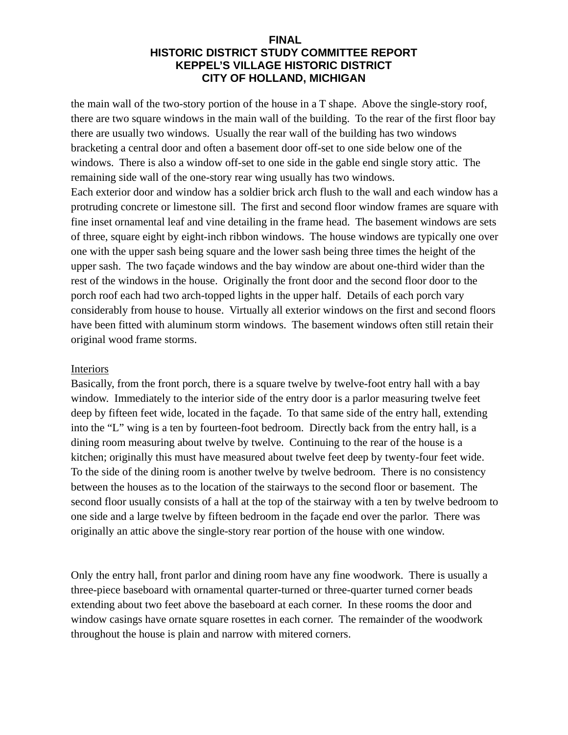the main wall of the two-story portion of the house in a T shape. Above the single-story roof, there are two square windows in the main wall of the building. To the rear of the first floor bay there are usually two windows. Usually the rear wall of the building has two windows bracketing a central door and often a basement door off-set to one side below one of the windows. There is also a window off-set to one side in the gable end single story attic. The remaining side wall of the one-story rear wing usually has two windows.
Each exterior door and window has a soldier brick arch flush to the wall and each window has a protruding concrete or limestone sill. The first and second floor window frames are square with fine inset ornamental leaf and vine detailing in the frame head. The basement windows are sets of three, square eight by eight-inch ribbon windows. The house windows are typically one over one with the upper sash being square and the lower sash being three times the height of the upper sash. The two façade windows and the bay window are about one-third wider than the rest of the windows in the house. Originally the front door and the second floor door to the porch roof each had two arch-topped lights in the upper half. Details of each porch vary considerably from house to house. Virtually all exterior windows on the first and second floors have been fitted with aluminum storm windows. The basement windows often still retain their original wood frame storms.

Interiors

Basically, from the front porch, there is a square twelve by twelve-foot entry hall with a bay window. Immediately to the interior side of the entry door is a parlor measuring twelve feet deep by fifteen feet wide, located in the façade. To that same side of the entry hall, extending into the “L” wing is a ten by fourteen-foot bedroom. Directly back from the entry hall, is a dining room measuring about twelve by twelve. Continuing to the rear of the house is a kitchen; originally this must have measured about twelve feet deep by twenty-four feet wide. To the side of the dining room is another twelve by twelve bedroom. There is no consistency between the houses as to the location of the stairways to the second floor or basement. The second floor usually consists of a hall at the top of the stairway with a ten by twelve bedroom to one side and a large twelve by fifteen bedroom in the façade end over the parlor. There was originally an attic above the single-story rear portion of the house with one window.

Only the entry hall, front parlor and dining room have any fine woodwork. There is usually a three-piece baseboard with ornamental quarter-turned or three-quarter turned corner beads extending about two feet above the baseboard at each corner. In these rooms the door and window casings have ornate square rosettes in each corner. The remainder of the woodwork throughout the house is plain and narrow with mitered corners.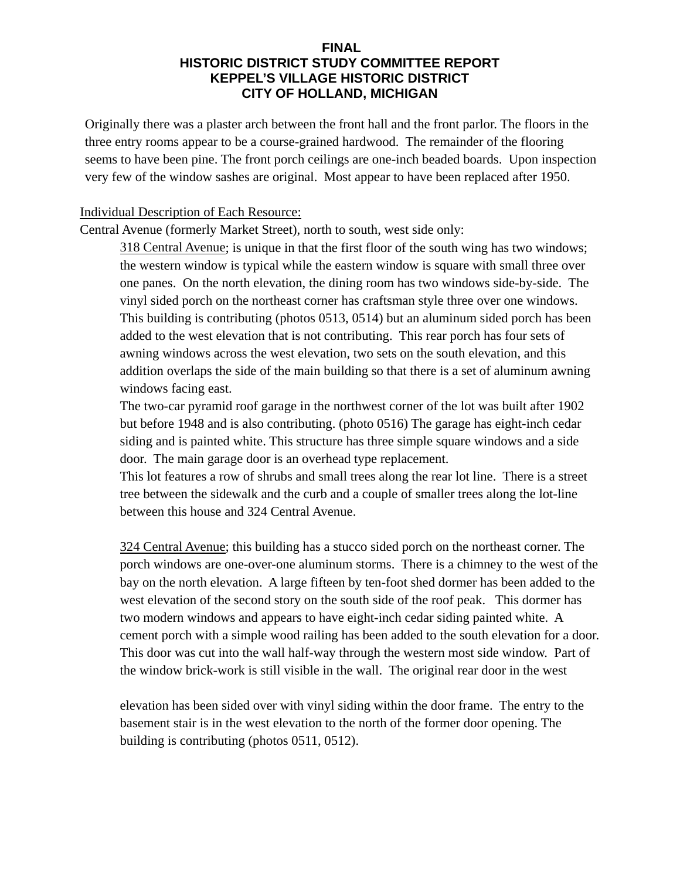Originally there was a plaster arch between the front hall and the front parlor. The floors in the three entry rooms appear to be a course-grained hardwood. The remainder of the flooring seems to have been pine. The front porch ceilings are one-inch beaded boards. Upon inspection very few of the window sashes are original. Most appear to have been replaced after 1950.

Individual Description of Each Resource:

Central Avenue (formerly Market Street), north to south, west side only:

318 Central Avenue; is unique in that the first floor of the south wing has two windows; the western window is typical while the eastern window is square with small three over one panes. On the north elevation, the dining room has two windows side-by-side. The vinyl sided porch on the northeast corner has craftsman style three over one windows. This building is contributing (photos 0513, 0514) but an aluminum sided porch has been added to the west elevation that is not contributing. This rear porch has four sets of awning windows across the west elevation, two sets on the south elevation, and this addition overlaps the side of the main building so that there is a set of aluminum awning windows facing east.

The two-car pyramid roof garage in the northwest corner of the lot was built after 1902 but before 1948 and is also contributing. (photo 0516) The garage has eight-inch cedar siding and is painted white. This structure has three simple square windows and a side door. The main garage door is an overhead type replacement.

This lot features a row of shrubs and small trees along the rear lot line. There is a street tree between the sidewalk and the curb and a couple of smaller trees along the lot-line between this house and 324 Central Avenue.

324 Central Avenue; this building has a stucco sided porch on the northeast corner. The porch windows are one-over-one aluminum storms. There is a chimney to the west of the bay on the north elevation. A large fifteen by ten-foot shed dormer has been added to the west elevation of the second story on the south side of the roof peak. This dormer has two modern windows and appears to have eight-inch cedar siding painted white. A cement porch with a simple wood railing has been added to the south elevation for a door. This door was cut into the wall half-way through the western most side window. Part of the window brick-work is still visible in the wall. The original rear door in the west elevation has been sided over with vinyl siding within the door frame. The entry to the basement stair is in the west elevation to the north of the former door opening. The building is contributing (photos 0511, 0512).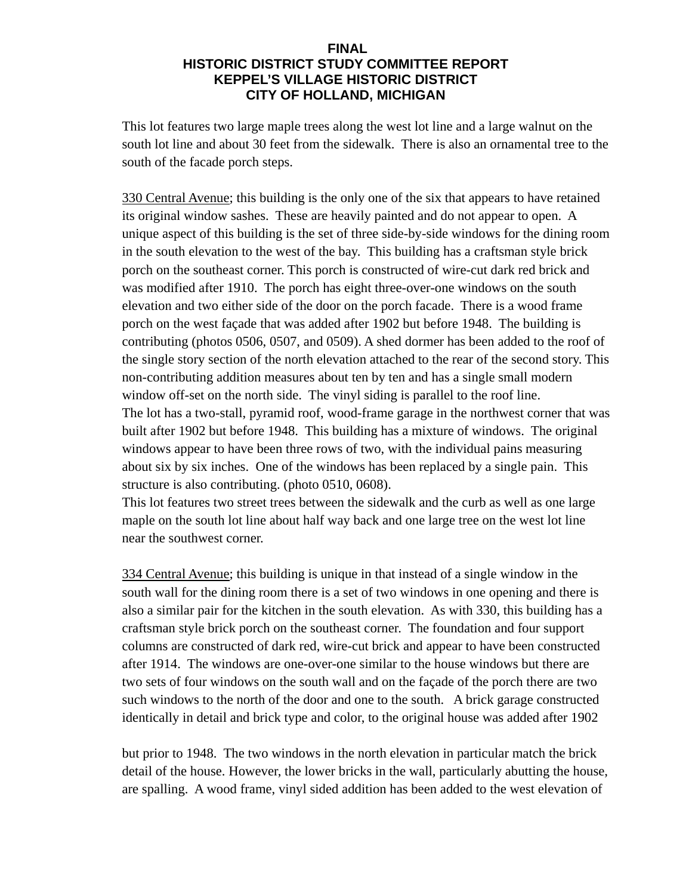This lot features two large maple trees along the west lot line and a large walnut on the south lot line and about 30 feet from the sidewalk. There is also an ornamental tree to the south of the facade porch steps.

330 Central Avenue; this building is the only one of the six that appears to have retained its original window sashes. These are heavily painted and do not appear to open. A unique aspect of this building is the set of three side-by-side windows for the dining room in the south elevation to the west of the bay. This building has a craftsman style brick porch on the southeast corner. This porch is constructed of wire-cut dark red brick and was modified after 1910. The porch has eight three-over-one windows on the south elevation and two either side of the door on the porch facade. There is a wood frame porch on the west façade that was added after 1902 but before 1948. The building is contributing (photos 0506, 0507, and 0509). A shed dormer has been added to the roof of the single story section of the north elevation attached to the rear of the second story. This non-contributing addition measures about ten by ten and has a single small modern window off-set on the north side. The vinyl siding is parallel to the roof line.
The lot has a two-stall, pyramid roof, wood-frame garage in the northwest corner that was built after 1902 but before 1948. This building has a mixture of windows. The original windows appear to have been three rows of two, with the individual pains measuring about six by six inches. One of the windows has been replaced by a single pain. This structure is also contributing. (photo 0510, 0608).
This lot features two street trees between the sidewalk and the curb as well as one large maple on the south lot line about half way back and one large tree on the west lot line near the southwest corner.

334 Central Avenue; this building is unique in that instead of a single window in the south wall for the dining room there is a set of two windows in one opening and there is also a similar pair for the kitchen in the south elevation. As with 330, this building has a craftsman style brick porch on the southeast corner. The foundation and four support columns are constructed of dark red, wire-cut brick and appear to have been constructed after 1914. The windows are one-over-one similar to the house windows but there are two sets of four windows on the south wall and on the façade of the porch there are two such windows to the north of the door and one to the south. A brick garage constructed identically in detail and brick type and color, to the original house was added after 1902 but prior to 1948. The two windows in the north elevation in particular match the brick detail of the house. However, the lower bricks in the wall, particularly abutting the house, are spalling. A wood frame, vinyl sided addition has been added to the west elevation of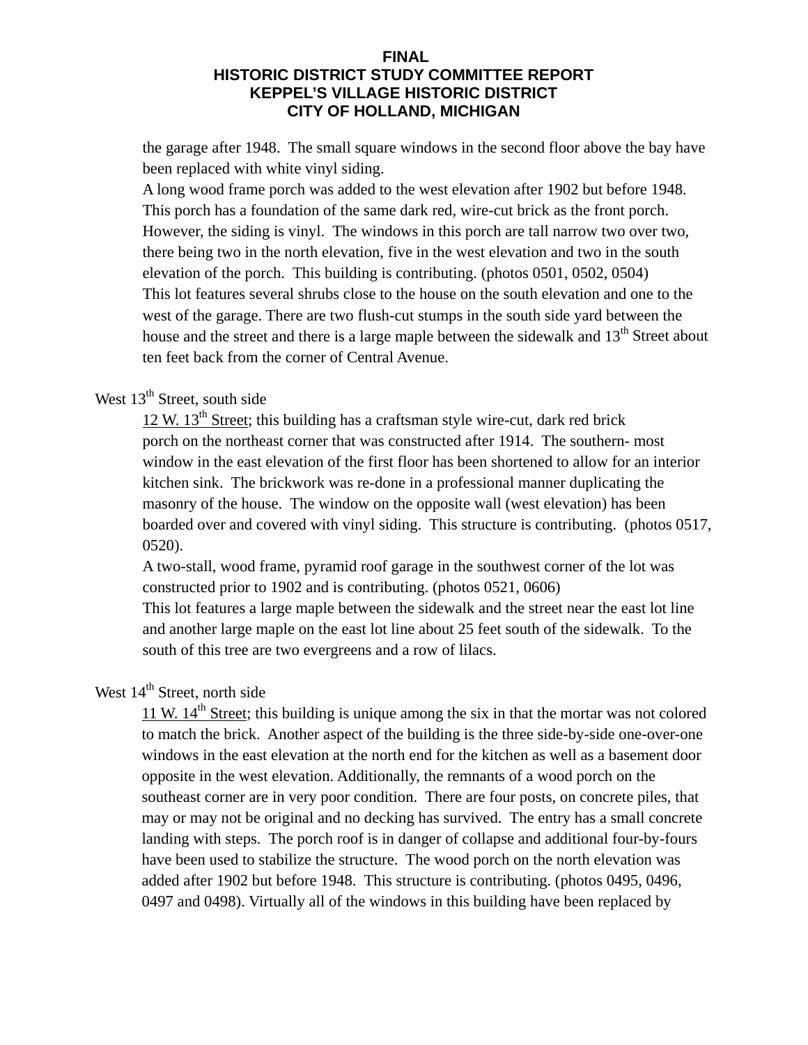the garage after 1948. The small square windows in the second floor above the bay have been replaced with white vinyl siding.

A long wood frame porch was added to the west elevation after 1902 but before 1948. This porch has a foundation of the same dark red, wire-cut brick as the front porch. However, the siding is vinyl. The windows in this porch are tall narrow two over two, there being two in the north elevation, five in the west elevation and two in the south elevation of the porch. This building is contributing. (photos 0501, 0502, 0504)

This lot features several shrubs close to the house on the south elevation and one to the west of the garage. There are two flush-cut stumps in the south side yard between the house and the street and there is a large maple between the sidewalk and 13th Street about ten feet back from the corner of Central Avenue.

West 13th Street, south side

<u>12 W. 13th Street</u>; this building has a craftsman style wire-cut, dark red brick porch on the northeast corner that was constructed after 1914. The southern- most window in the east elevation of the first floor has been shortened to allow for an interior kitchen sink. The brickwork was re-done in a professional manner duplicating the masonry of the house. The window on the opposite wall (west elevation) has been boarded over and covered with vinyl siding. This structure is contributing. (photos 0517, 0520).

A two-stall, wood frame, pyramid roof garage in the southwest corner of the lot was constructed prior to 1902 and is contributing. (photos 0521, 0606)

This lot features a large maple between the sidewalk and the street near the east lot line and another large maple on the east lot line about 25 feet south of the sidewalk. To the south of this tree are two evergreens and a row of lilacs.

West 14th Street, north side

<u>11 W. 14th Street</u>; this building is unique among the six in that the mortar was not colored to match the brick. Another aspect of the building is the three side-by-side one-over-one windows in the east elevation at the north end for the kitchen as well as a basement door opposite in the west elevation. Additionally, the remnants of a wood porch on the southeast corner are in very poor condition. There are four posts, on concrete piles, that may or may not be original and no decking has survived. The entry has a small concrete landing with steps. The porch roof is in danger of collapse and additional four-by-fours have been used to stabilize the structure. The wood porch on the north elevation was added after 1902 but before 1948. This structure is contributing. (photos 0495, 0496, 0497 and 0498). Virtually all of the windows in this building have been replaced by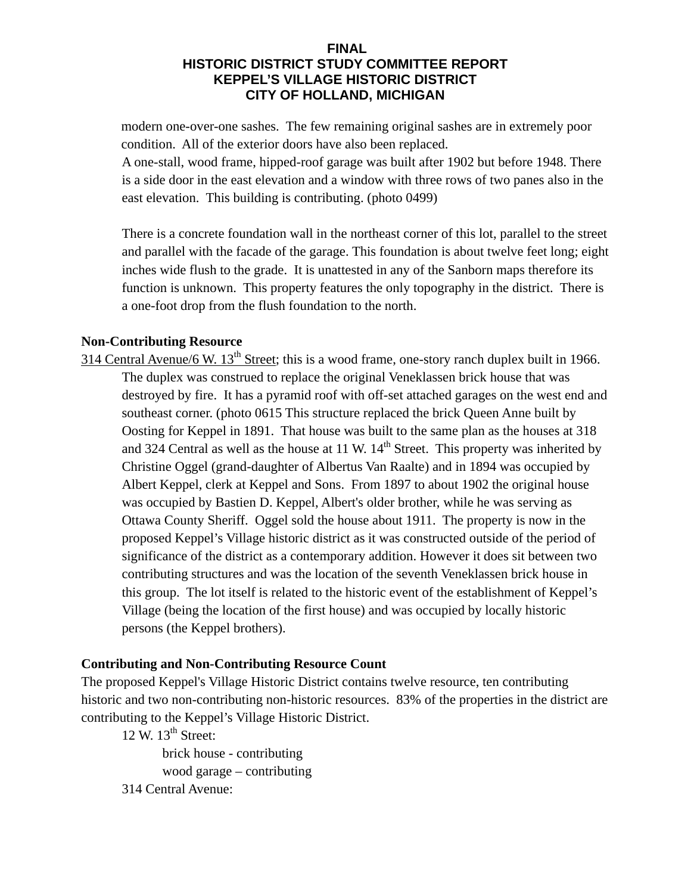modern one-over-one sashes. The few remaining original sashes are in extremely poor condition. All of the exterior doors have also been replaced.

A one-stall, wood frame, hipped-roof garage was built after 1902 but before 1948. There is a side door in the east elevation and a window with three rows of two panes also in the east elevation. This building is contributing. (photo 0499)

There is a concrete foundation wall in the northeast corner of this lot, parallel to the street and parallel with the facade of the garage. This foundation is about twelve feet long; eight inches wide flush to the grade. It is unattested in any of the Sanborn maps therefore its function is unknown. This property features the only topography in the district. There is a one-foot drop from the flush foundation to the north.

**Non-Contributing Resource**

314 Central Avenue/6 W. 13th Street; this is a wood frame, one-story ranch duplex built in 1966. The duplex was construed to replace the original Veneklassen brick house that was destroyed by fire. It has a pyramid roof with off-set attached garages on the west end and southeast corner. (photo 0615 This structure replaced the brick Queen Anne built by Oosting for Keppel in 1891. That house was built to the same plan as the houses at 318 and 324 Central as well as the house at 11 W. 14th Street. This property was inherited by Christine Oggel (grand-daughter of Albertus Van Raalte) and in 1894 was occupied by Albert Keppel, clerk at Keppel and Sons. From 1897 to about 1902 the original house was occupied by Bastien D. Keppel, Albert's older brother, while he was serving as Ottawa County Sheriff. Oggel sold the house about 1911. The property is now in the proposed Keppel's Village historic district as it was constructed outside of the period of significance of the district as a contemporary addition. However it does sit between two contributing structures and was the location of the seventh Veneklassen brick house in this group. The lot itself is related to the historic event of the establishment of Keppel's Village (being the location of the first house) and was occupied by locally historic persons (the Keppel brothers).

**Contributing and Non-Contributing Resource Count**

The proposed Keppel's Village Historic District contains twelve resource, ten contributing historic and two non-contributing non-historic resources. 83% of the properties in the district are contributing to the Keppel's Village Historic District.

12 W. 13th Street:
- brick house - contributing
- wood garage – contributing

314 Central Avenue: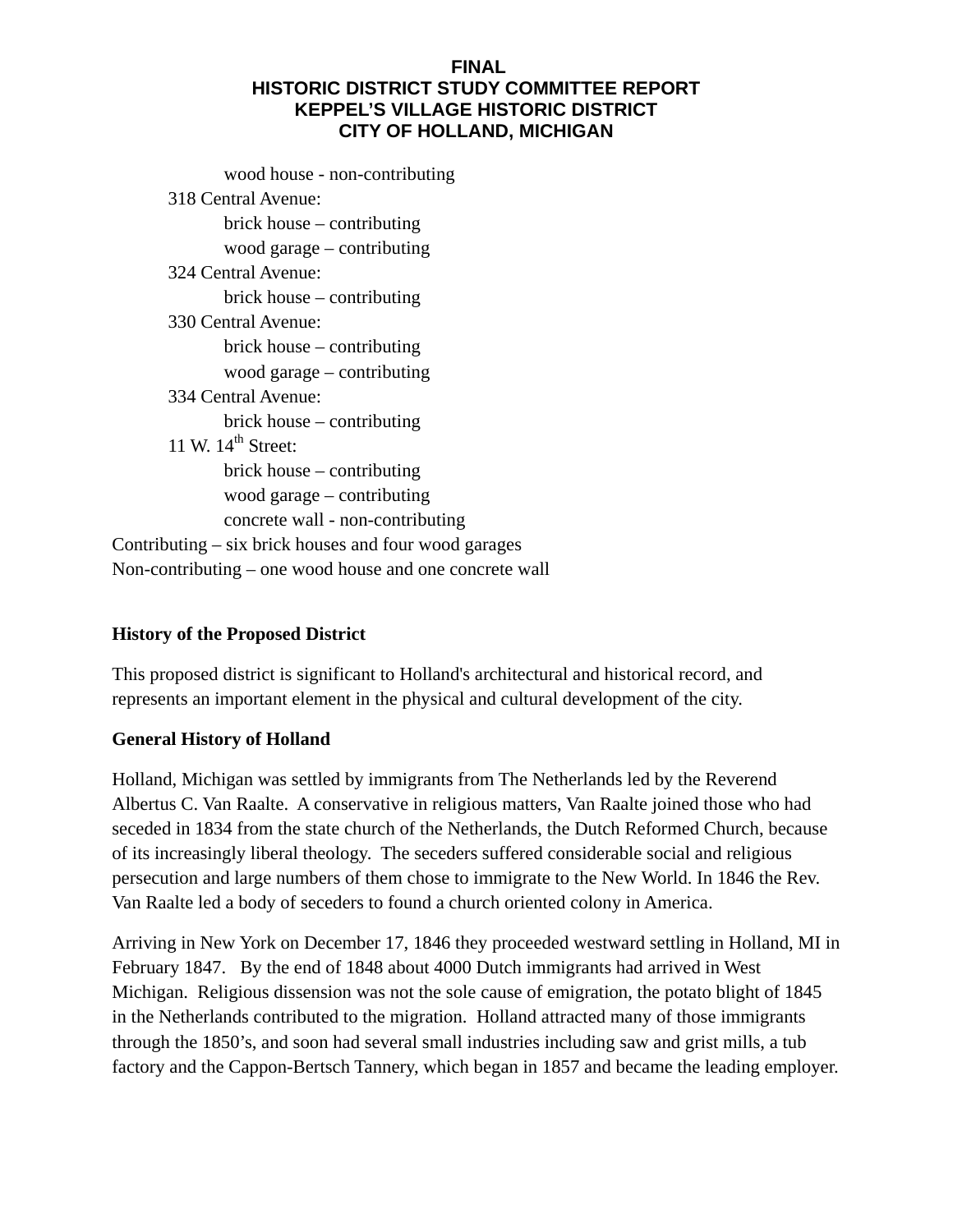wood house - non-contributing

318 Central Avenue:

brick house – contributing

wood garage – contributing

324 Central Avenue:

brick house – contributing

330 Central Avenue:

brick house – contributing

wood garage – contributing

334 Central Avenue:

brick house – contributing

11 W. 14th Street:

brick house – contributing

wood garage – contributing

concrete wall - non-contributing

Contributing – six brick houses and four wood garages

Non-contributing – one wood house and one concrete wall

**History of the Proposed District**

This proposed district is significant to Holland's architectural and historical record, and represents an important element in the physical and cultural development of the city.

**General History of Holland**

Holland, Michigan was settled by immigrants from The Netherlands led by the Reverend Albertus C. Van Raalte. A conservative in religious matters, Van Raalte joined those who had seceded in 1834 from the state church of the Netherlands, the Dutch Reformed Church, because of its increasingly liberal theology. The seceders suffered considerable social and religious persecution and large numbers of them chose to immigrate to the New World. In 1846 the Rev. Van Raalte led a body of seceders to found a church oriented colony in America.

Arriving in New York on December 17, 1846 they proceeded westward settling in Holland, MI in February 1847. By the end of 1848 about 4000 Dutch immigrants had arrived in West Michigan. Religious dissension was not the sole cause of emigration, the potato blight of 1845 in the Netherlands contributed to the migration. Holland attracted many of those immigrants through the 1850's, and soon had several small industries including saw and grist mills, a tub factory and the Cappon-Bertsch Tannery, which began in 1857 and became the leading employer.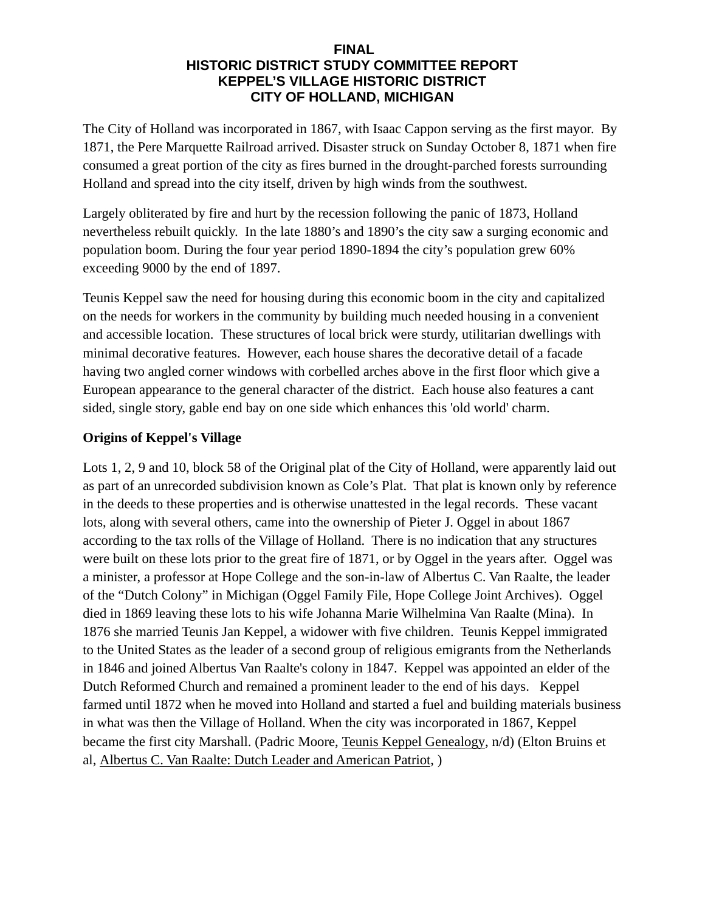# FINAL
# HISTORIC DISTRICT STUDY COMMITTEE REPORT
# KEPPEL'S VILLAGE HISTORIC DISTRICT
# CITY OF HOLLAND, MICHIGAN

The City of Holland was incorporated in 1867, with Isaac Cappon serving as the first mayor. By 1871, the Pere Marquette Railroad arrived. Disaster struck on Sunday October 8, 1871 when fire consumed a great portion of the city as fires burned in the drought-parched forests surrounding Holland and spread into the city itself, driven by high winds from the southwest.

Largely obliterated by fire and hurt by the recession following the panic of 1873, Holland nevertheless rebuilt quickly. In the late 1880's and 1890's the city saw a surging economic and population boom. During the four year period 1890-1894 the city's population grew 60% exceeding 9000 by the end of 1897.

Teunis Keppel saw the need for housing during this economic boom in the city and capitalized on the needs for workers in the community by building much needed housing in a convenient and accessible location. These structures of local brick were sturdy, utilitarian dwellings with minimal decorative features. However, each house shares the decorative detail of a facade having two angled corner windows with corbelled arches above in the first floor which give a European appearance to the general character of the district. Each house also features a cant sided, single story, gable end bay on one side which enhances this 'old world' charm.

**Origins of Keppel's Village**

Lots 1, 2, 9 and 10, block 58 of the Original plat of the City of Holland, were apparently laid out as part of an unrecorded subdivision known as Cole's Plat. That plat is known only by reference in the deeds to these properties and is otherwise unattested in the legal records. These vacant lots, along with several others, came into the ownership of Pieter J. Oggel in about 1867 according to the tax rolls of the Village of Holland. There is no indication that any structures were built on these lots prior to the great fire of 1871, or by Oggel in the years after. Oggel was a minister, a professor at Hope College and the son-in-law of Albertus C. Van Raalte, the leader of the "Dutch Colony" in Michigan (Oggel Family File, Hope College Joint Archives). Oggel died in 1869 leaving these lots to his wife Johanna Marie Wilhelmina Van Raalte (Mina). In 1876 she married Teunis Jan Keppel, a widower with five children. Teunis Keppel immigrated to the United States as the leader of a second group of religious emigrants from the Netherlands in 1846 and joined Albertus Van Raalte's colony in 1847. Keppel was appointed an elder of the Dutch Reformed Church and remained a prominent leader to the end of his days. Keppel farmed until 1872 when he moved into Holland and started a fuel and building materials business in what was then the Village of Holland. When the city was incorporated in 1867, Keppel became the first city Marshall. (Padric Moore, <u>Teunis Keppel Genealogy</u>, n/d) (Elton Bruins et al, <u>Albertus C. Van Raalte: Dutch Leader and American Patriot</u>, )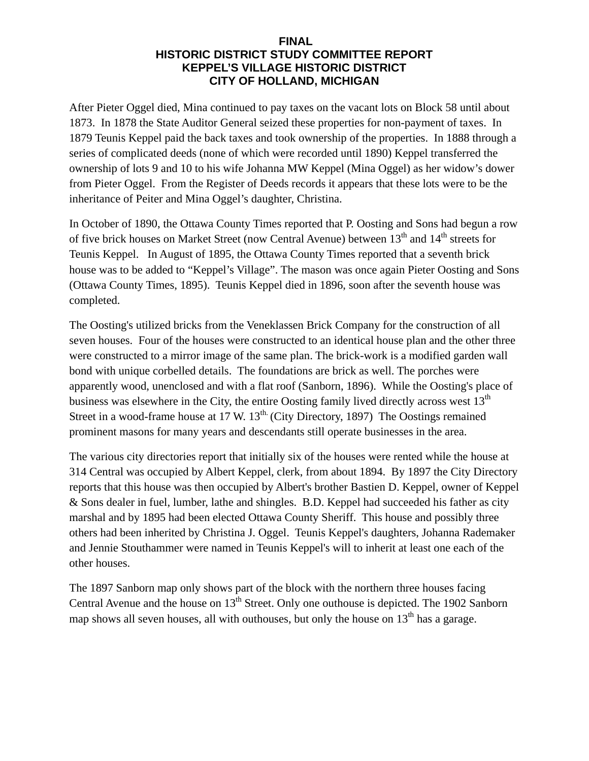**FINAL**
**HISTORIC DISTRICT STUDY COMMITTEE REPORT**
**KEPPEL'S VILLAGE HISTORIC DISTRICT**
**CITY OF HOLLAND, MICHIGAN**

After Pieter Oggel died, Mina continued to pay taxes on the vacant lots on Block 58 until about 1873. In 1878 the State Auditor General seized these properties for non-payment of taxes. In 1879 Teunis Keppel paid the back taxes and took ownership of the properties. In 1888 through a series of complicated deeds (none of which were recorded until 1890) Keppel transferred the ownership of lots 9 and 10 to his wife Johanna MW Keppel (Mina Oggel) as her widow's dower from Pieter Oggel. From the Register of Deeds records it appears that these lots were to be the inheritance of Peiter and Mina Oggel's daughter, Christina.

In October of 1890, the Ottawa County Times reported that P. Oosting and Sons had begun a row of five brick houses on Market Street (now Central Avenue) between 13th and 14th streets for Teunis Keppel. In August of 1895, the Ottawa County Times reported that a seventh brick house was to be added to "Keppel's Village". The mason was once again Pieter Oosting and Sons (Ottawa County Times, 1895). Teunis Keppel died in 1896, soon after the seventh house was completed.

The Oosting's utilized bricks from the Veneklassen Brick Company for the construction of all seven houses. Four of the houses were constructed to an identical house plan and the other three were constructed to a mirror image of the same plan. The brick-work is a modified garden wall bond with unique corbelled details. The foundations are brick as well. The porches were apparently wood, unenclosed and with a flat roof (Sanborn, 1896). While the Oosting's place of business was elsewhere in the City, the entire Oosting family lived directly across west 13th Street in a wood-frame house at 17 W. 13th. (City Directory, 1897) The Oostings remained prominent masons for many years and descendants still operate businesses in the area.

The various city directories report that initially six of the houses were rented while the house at 314 Central was occupied by Albert Keppel, clerk, from about 1894. By 1897 the City Directory reports that this house was then occupied by Albert's brother Bastien D. Keppel, owner of Keppel & Sons dealer in fuel, lumber, lathe and shingles. B.D. Keppel had succeeded his father as city marshal and by 1895 had been elected Ottawa County Sheriff. This house and possibly three others had been inherited by Christina J. Oggel. Teunis Keppel's daughters, Johanna Rademaker and Jennie Stouthammer were named in Teunis Keppel's will to inherit at least one each of the other houses.

The 1897 Sanborn map only shows part of the block with the northern three houses facing Central Avenue and the house on 13th Street. Only one outhouse is depicted. The 1902 Sanborn map shows all seven houses, all with outhouses, but only the house on 13th has a garage.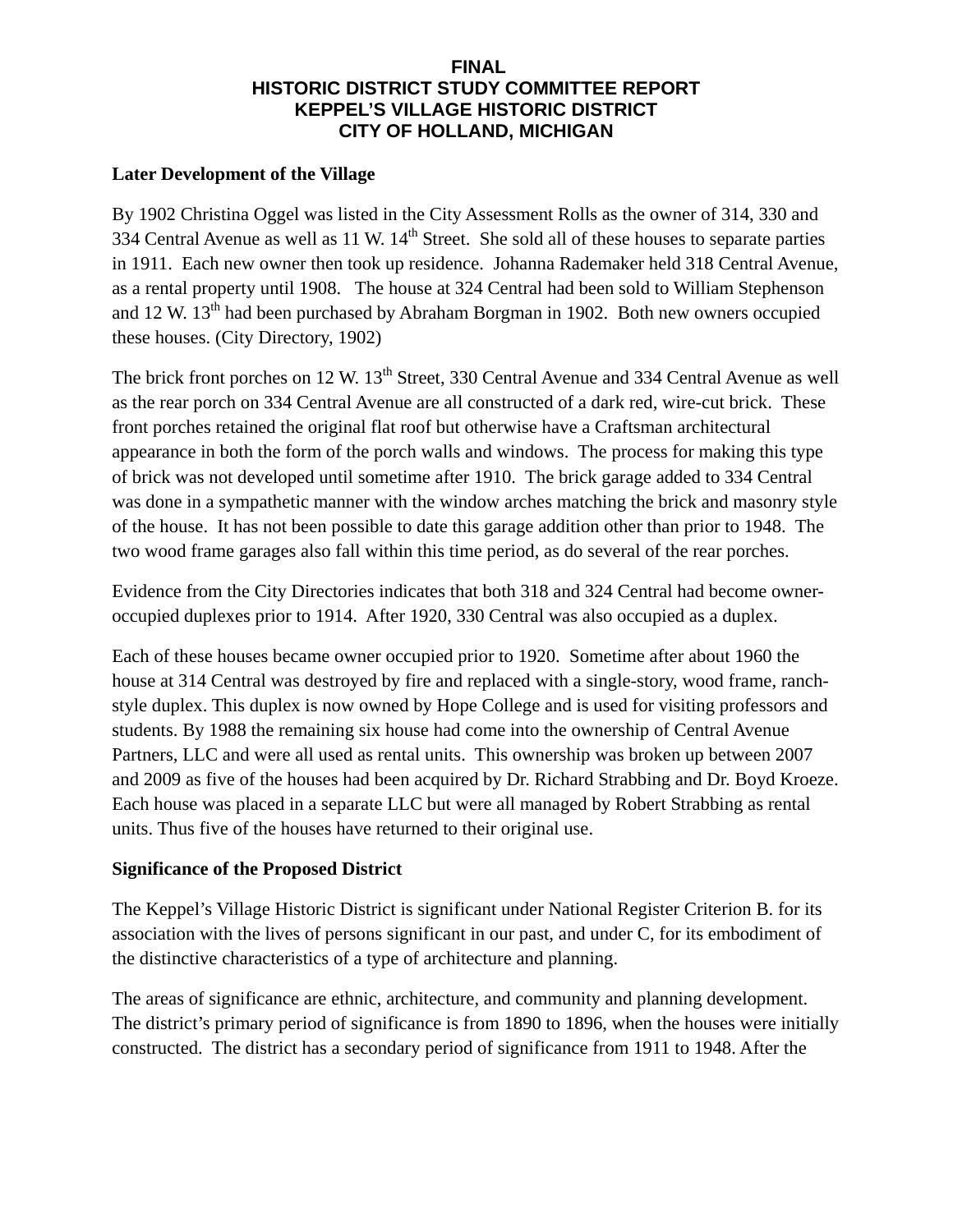**FINAL**
**HISTORIC DISTRICT STUDY COMMITTEE REPORT**
**KEPPEL'S VILLAGE HISTORIC DISTRICT**
**CITY OF HOLLAND, MICHIGAN**

## Later Development of the Village

By 1902 Christina Oggel was listed in the City Assessment Rolls as the owner of 314, 330 and 334 Central Avenue as well as 11 W. 14th Street. She sold all of these houses to separate parties in 1911. Each new owner then took up residence. Johanna Rademaker held 318 Central Avenue, as a rental property until 1908. The house at 324 Central had been sold to William Stephenson and 12 W. 13th had been purchased by Abraham Borgman in 1902. Both new owners occupied these houses. (City Directory, 1902)

The brick front porches on 12 W. 13th Street, 330 Central Avenue and 334 Central Avenue as well as the rear porch on 334 Central Avenue are all constructed of a dark red, wire-cut brick. These front porches retained the original flat roof but otherwise have a Craftsman architectural appearance in both the form of the porch walls and windows. The process for making this type of brick was not developed until sometime after 1910. The brick garage added to 334 Central was done in a sympathetic manner with the window arches matching the brick and masonry style of the house. It has not been possible to date this garage addition other than prior to 1948. The two wood frame garages also fall within this time period, as do several of the rear porches.

Evidence from the City Directories indicates that both 318 and 324 Central had become owner-occupied duplexes prior to 1914. After 1920, 330 Central was also occupied as a duplex.

Each of these houses became owner occupied prior to 1920. Sometime after about 1960 the house at 314 Central was destroyed by fire and replaced with a single-story, wood frame, ranch-style duplex. This duplex is now owned by Hope College and is used for visiting professors and students. By 1988 the remaining six house had come into the ownership of Central Avenue Partners, LLC and were all used as rental units. This ownership was broken up between 2007 and 2009 as five of the houses had been acquired by Dr. Richard Strabbing and Dr. Boyd Kroeze. Each house was placed in a separate LLC but were all managed by Robert Strabbing as rental units. Thus five of the houses have returned to their original use.

## Significance of the Proposed District

The Keppel's Village Historic District is significant under National Register Criterion B. for its association with the lives of persons significant in our past, and under C, for its embodiment of the distinctive characteristics of a type of architecture and planning.

The areas of significance are ethnic, architecture, and community and planning development. The district's primary period of significance is from 1890 to 1896, when the houses were initially constructed. The district has a secondary period of significance from 1911 to 1948. After the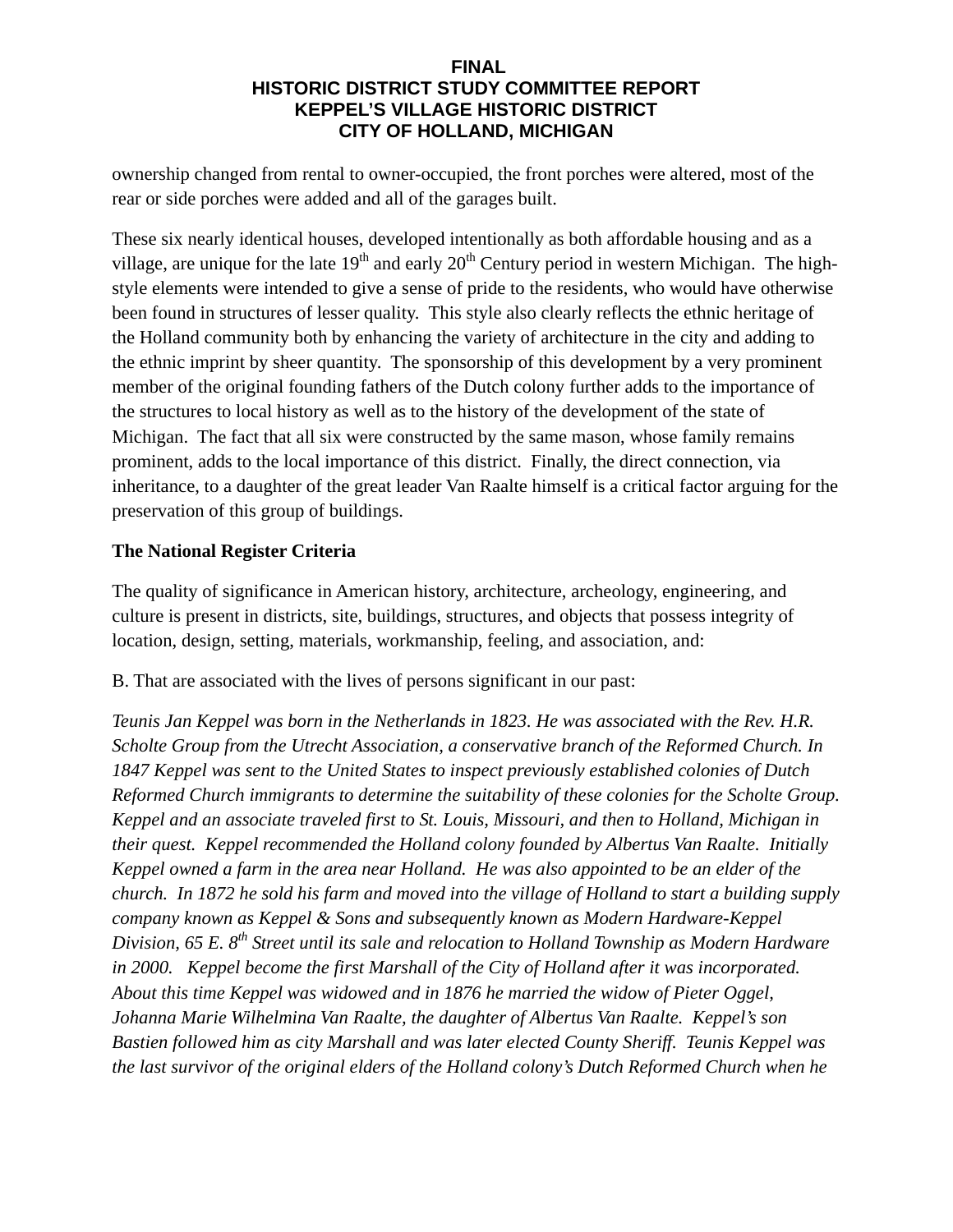ownership changed from rental to owner-occupied, the front porches were altered, most of the rear or side porches were added and all of the garages built.

These six nearly identical houses, developed intentionally as both affordable housing and as a village, are unique for the late 19th and early 20th Century period in western Michigan. The high-style elements were intended to give a sense of pride to the residents, who would have otherwise been found in structures of lesser quality. This style also clearly reflects the ethnic heritage of the Holland community both by enhancing the variety of architecture in the city and adding to the ethnic imprint by sheer quantity. The sponsorship of this development by a very prominent member of the original founding fathers of the Dutch colony further adds to the importance of the structures to local history as well as to the history of the development of the state of Michigan. The fact that all six were constructed by the same mason, whose family remains prominent, adds to the local importance of this district. Finally, the direct connection, via inheritance, to a daughter of the great leader Van Raalte himself is a critical factor arguing for the preservation of this group of buildings.

**The National Register Criteria**

The quality of significance in American history, architecture, archeology, engineering, and culture is present in districts, site, buildings, structures, and objects that possess integrity of location, design, setting, materials, workmanship, feeling, and association, and:

B. That are associated with the lives of persons significant in our past:

*Teunis Jan Keppel was born in the Netherlands in 1823. He was associated with the Rev. H.R. Scholte Group from the Utrecht Association, a conservative branch of the Reformed Church. In 1847 Keppel was sent to the United States to inspect previously established colonies of Dutch Reformed Church immigrants to determine the suitability of these colonies for the Scholte Group. Keppel and an associate traveled first to St. Louis, Missouri, and then to Holland, Michigan in their quest. Keppel recommended the Holland colony founded by Albertus Van Raalte. Initially Keppel owned a farm in the area near Holland. He was also appointed to be an elder of the church. In 1872 he sold his farm and moved into the village of Holland to start a building supply company known as Keppel & Sons and subsequently known as Modern Hardware-Keppel Division, 65 E. 8th Street until its sale and relocation to Holland Township as Modern Hardware in 2000. Keppel become the first Marshall of the City of Holland after it was incorporated. About this time Keppel was widowed and in 1876 he married the widow of Pieter Oggel, Johanna Marie Wilhelmina Van Raalte, the daughter of Albertus Van Raalte. Keppel's son Bastien followed him as city Marshall and was later elected County Sheriff. Teunis Keppel was the last survivor of the original elders of the Holland colony's Dutch Reformed Church when he*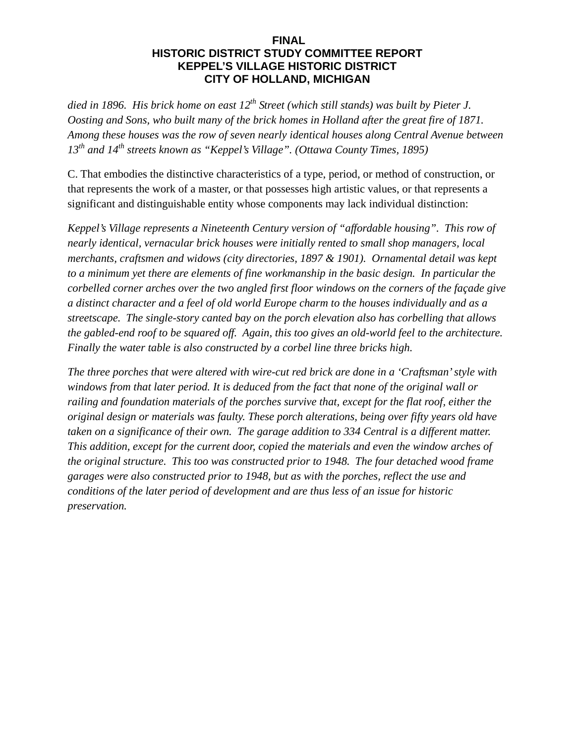*died in 1896. His brick home on east 12th Street (which still stands) was built by Pieter J. Oosting and Sons, who built many of the brick homes in Holland after the great fire of 1871. Among these houses was the row of seven nearly identical houses along Central Avenue between 13th and 14th streets known as "Keppel's Village". (Ottawa County Times, 1895)*

C. That embodies the distinctive characteristics of a type, period, or method of construction, or that represents the work of a master, or that possesses high artistic values, or that represents a significant and distinguishable entity whose components may lack individual distinction:

*Keppel's Village represents a Nineteenth Century version of "affordable housing". This row of nearly identical, vernacular brick houses were initially rented to small shop managers, local merchants, craftsmen and widows (city directories, 1897 & 1901). Ornamental detail was kept to a minimum yet there are elements of fine workmanship in the basic design. In particular the corbelled corner arches over the two angled first floor windows on the corners of the façade give a distinct character and a feel of old world Europe charm to the houses individually and as a streetscape. The single-story canted bay on the porch elevation also has corbelling that allows the gabled-end roof to be squared off. Again, this too gives an old-world feel to the architecture. Finally the water table is also constructed by a corbel line three bricks high.*

*The three porches that were altered with wire-cut red brick are done in a 'Craftsman' style with windows from that later period. It is deduced from the fact that none of the original wall or railing and foundation materials of the porches survive that, except for the flat roof, either the original design or materials was faulty. These porch alterations, being over fifty years old have taken on a significance of their own. The garage addition to 334 Central is a different matter. This addition, except for the current door, copied the materials and even the window arches of the original structure. This too was constructed prior to 1948. The four detached wood frame garages were also constructed prior to 1948, but as with the porches, reflect the use and conditions of the later period of development and are thus less of an issue for historic preservation.*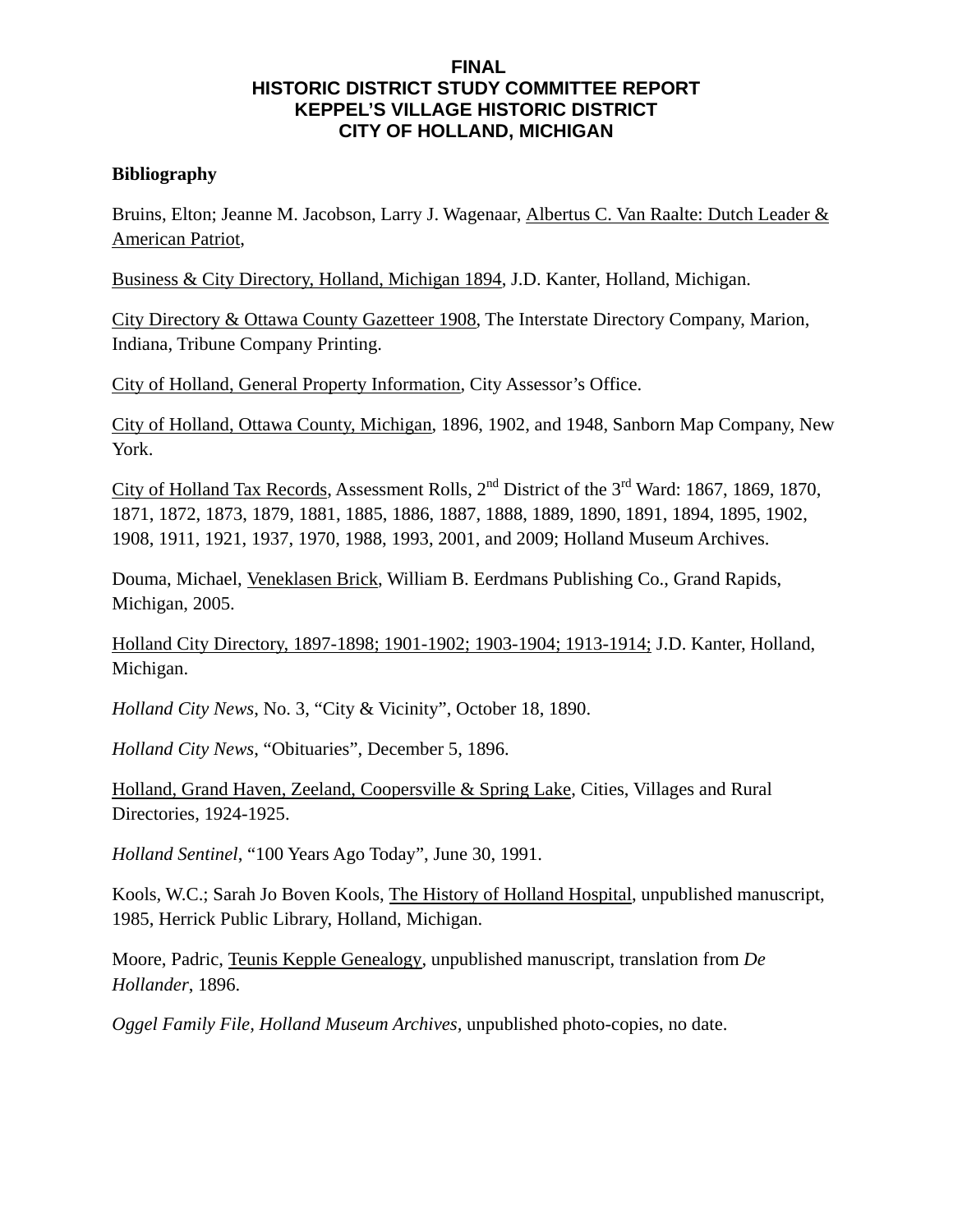**FINAL**
**HISTORIC DISTRICT STUDY COMMITTEE REPORT**
**KEPPEL'S VILLAGE HISTORIC DISTRICT**
**CITY OF HOLLAND, MICHIGAN**

**Bibliography**

Bruins, Elton; Jeanne M. Jacobson, Larry J. Wagenaar, Albertus C. Van Raalte: Dutch Leader & American Patriot,

Business & City Directory, Holland, Michigan 1894, J.D. Kanter, Holland, Michigan.

City Directory & Ottawa County Gazetteer 1908, The Interstate Directory Company, Marion, Indiana, Tribune Company Printing.

City of Holland, General Property Information, City Assessor's Office.

City of Holland, Ottawa County, Michigan, 1896, 1902, and 1948, Sanborn Map Company, New York.

City of Holland Tax Records, Assessment Rolls, 2nd District of the 3rd Ward: 1867, 1869, 1870, 1871, 1872, 1873, 1879, 1881, 1885, 1886, 1887, 1888, 1889, 1890, 1891, 1894, 1895, 1902, 1908, 1911, 1921, 1937, 1970, 1988, 1993, 2001, and 2009; Holland Museum Archives.

Douma, Michael, Veneklasen Brick, William B. Eerdmans Publishing Co., Grand Rapids, Michigan, 2005.

Holland City Directory, 1897-1898; 1901-1902; 1903-1904; 1913-1914; J.D. Kanter, Holland, Michigan.

*Holland City News*, No. 3, "City & Vicinity", October 18, 1890.

*Holland City News*, "Obituaries", December 5, 1896.

Holland, Grand Haven, Zeeland, Coopersville & Spring Lake, Cities, Villages and Rural Directories, 1924-1925.

*Holland Sentinel*, "100 Years Ago Today", June 30, 1991.

Kools, W.C.; Sarah Jo Boven Kools, The History of Holland Hospital, unpublished manuscript, 1985, Herrick Public Library, Holland, Michigan.

Moore, Padric, Teunis Kepple Genealogy, unpublished manuscript, translation from *De Hollander*, 1896.

*Oggel Family File, Holland Museum Archives*, unpublished photo-copies, no date.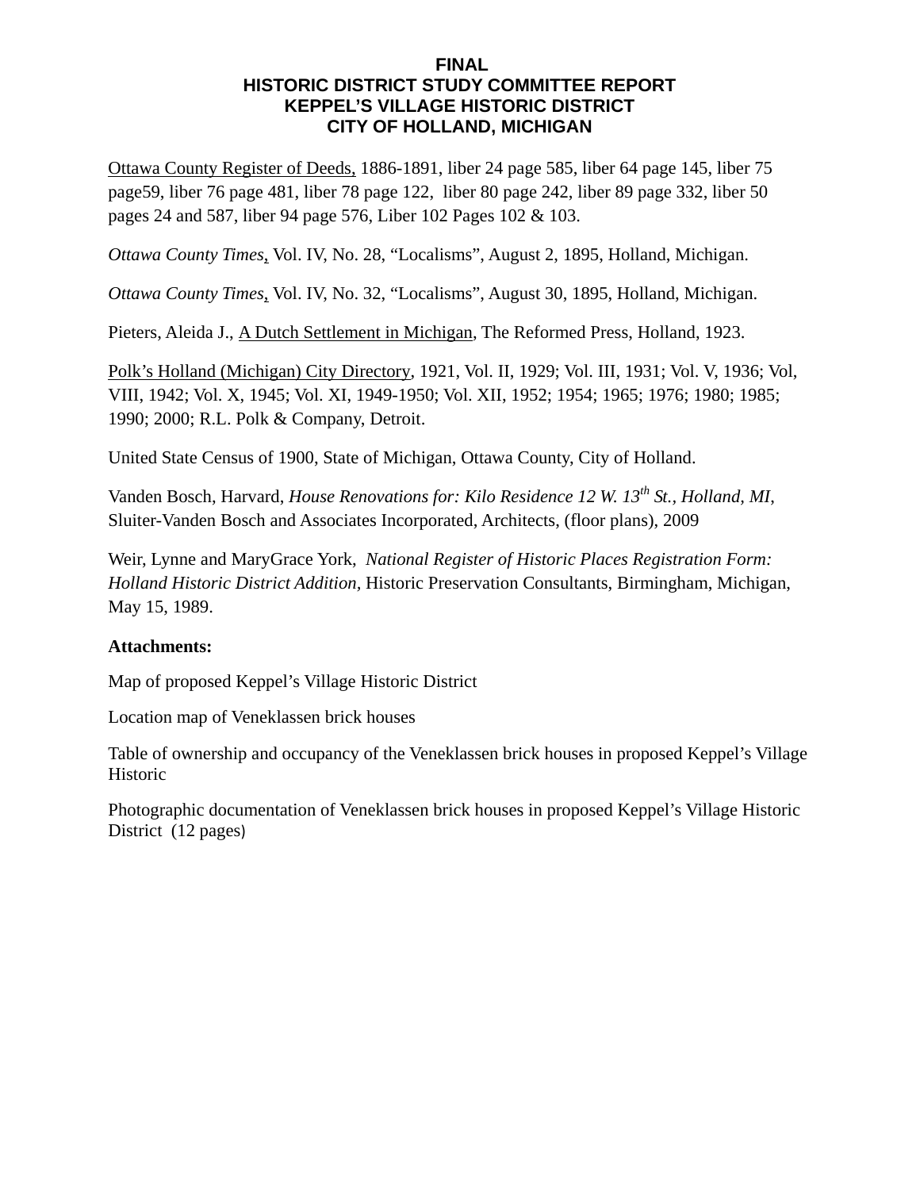Ottawa County Register of Deeds, 1886-1891, liber 24 page 585, liber 64 page 145, liber 75 page59, liber 76 page 481, liber 78 page 122, liber 80 page 242, liber 89 page 332, liber 50 pages 24 and 587, liber 94 page 576, Liber 102 Pages 102 & 103.

*Ottawa County Times*, Vol. IV, No. 28, "Localisms", August 2, 1895, Holland, Michigan.

*Ottawa County Times*, Vol. IV, No. 32, "Localisms", August 30, 1895, Holland, Michigan.

Pieters, Aleida J., A Dutch Settlement in Michigan, The Reformed Press, Holland, 1923.

Polk's Holland (Michigan) City Directory, 1921, Vol. II, 1929; Vol. III, 1931; Vol. V, 1936; Vol, VIII, 1942; Vol. X, 1945; Vol. XI, 1949-1950; Vol. XII, 1952; 1954; 1965; 1976; 1980; 1985; 1990; 2000; R.L. Polk & Company, Detroit.

United State Census of 1900, State of Michigan, Ottawa County, City of Holland.

Vanden Bosch, Harvard, *House Renovations for: Kilo Residence 12 W. 13th St., Holland, MI*, Sluiter-Vanden Bosch and Associates Incorporated, Architects, (floor plans), 2009

Weir, Lynne and MaryGrace York, *National Register of Historic Places Registration Form: Holland Historic District Addition,* Historic Preservation Consultants, Birmingham, Michigan, May 15, 1989.

**Attachments:**

Map of proposed Keppel's Village Historic District

Location map of Veneklassen brick houses

Table of ownership and occupancy of the Veneklassen brick houses in proposed Keppel's Village Historic

Photographic documentation of Veneklassen brick houses in proposed Keppel's Village Historic District (12 pages)